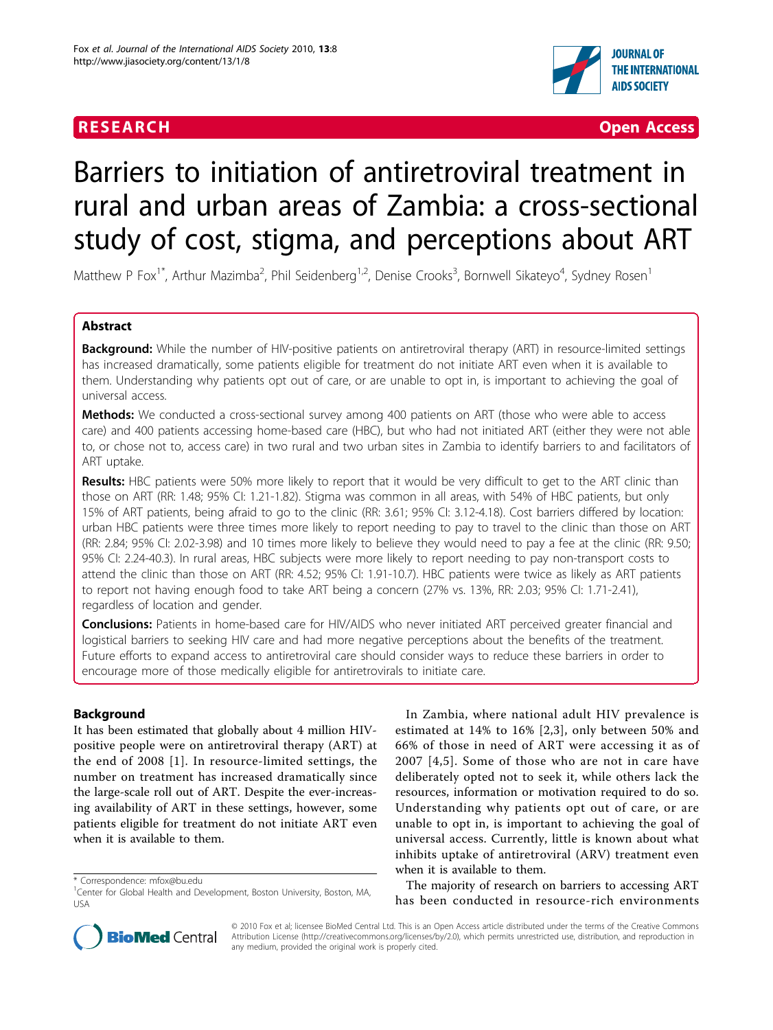RESEARCH Open Access

# Barriers to initiation of antiretroviral treatment in rural and urban areas of Zambia: a cross-sectional study of cost, stigma, and perceptions about ART

Matthew P Fox[1*], Arthur Mazimba[2], Phil Seidenberg[1,2], Denise Crooks[3], Bornwell Sikateyo[4], Sydney Rosen[1]

## Abstract

**Background:** While the number of HIV-positive patients on antiretroviral therapy (ART) in resource-limited settings has increased dramatically, some patients eligible for treatment do not initiate ART even when it is available to them. Understanding why patients opt out of care, or are unable to opt in, is important to achieving the goal of universal access.

**Methods:** We conducted a cross-sectional survey among 400 patients on ART (those who were able to access care) and 400 patients accessing home-based care (HBC), but who had not initiated ART (either they were not able to, or chose not to, access care) in two rural and two urban sites in Zambia to identify barriers to and facilitators of ART uptake.

**Results:** HBC patients were 50% more likely to report that it would be very difficult to get to the ART clinic than those on ART (RR: 1.48; 95% CI: 1.21-1.82). Stigma was common in all areas, with 54% of HBC patients, but only 15% of ART patients, being afraid to go to the clinic (RR: 3.61; 95% CI: 3.12-4.18). Cost barriers differed by location: urban HBC patients were three times more likely to report needing to pay to travel to the clinic than those on ART (RR: 2.84; 95% CI: 2.02-3.98) and 10 times more likely to believe they would need to pay a fee at the clinic (RR: 9.50; 95% CI: 2.24-40.3). In rural areas, HBC subjects were more likely to report needing to pay non-transport costs to attend the clinic than those on ART (RR: 4.52; 95% CI: 1.91-10.7). HBC patients were twice as likely as ART patients to report not having enough food to take ART being a concern (27% vs. 13%, RR: 2.03; 95% CI: 1.71-2.41), regardless of location and gender.

**Conclusions:** Patients in home-based care for HIV/AIDS who never initiated ART perceived greater financial and logistical barriers to seeking HIV care and had more negative perceptions about the benefits of the treatment. Future efforts to expand access to antiretroviral care should consider ways to reduce these barriers in order to encourage more of those medically eligible for antiretrovirals to initiate care.

## Background

It has been estimated that globally about 4 million HIV-positive people were on antiretroviral therapy (ART) at the end of 2008 [1]. In resource-limited settings, the number on treatment has increased dramatically since the large-scale roll out of ART. Despite the ever-increasing availability of ART in these settings, however, some patients eligible for treatment do not initiate ART even when it is available to them.

In Zambia, where national adult HIV prevalence is estimated at 14% to 16% [2,3], only between 50% and 66% of those in need of ART were accessing it as of 2007 [4,5]. Some of those who are not in care have deliberately opted not to seek it, while others lack the resources, information or motivation required to do so. Understanding why patients opt out of care, or are unable to opt in, is important to achieving the goal of universal access. Currently, little is known about what inhibits uptake of antiretroviral (ARV) treatment even when it is available to them.

The majority of research on barriers to accessing ART has been conducted in resource-rich environments

\* Correspondence: mfox@bu.edu
[1]Center for Global Health and Development, Boston University, Boston, MA, USA

© 2010 Fox et al; licensee BioMed Central Ltd. This is an Open Access article distributed under the terms of the Creative Commons Attribution License (http://creativecommons.org/licenses/by/2.0), which permits unrestricted use, distribution, and reproduction in any medium, provided the original work is properly cited.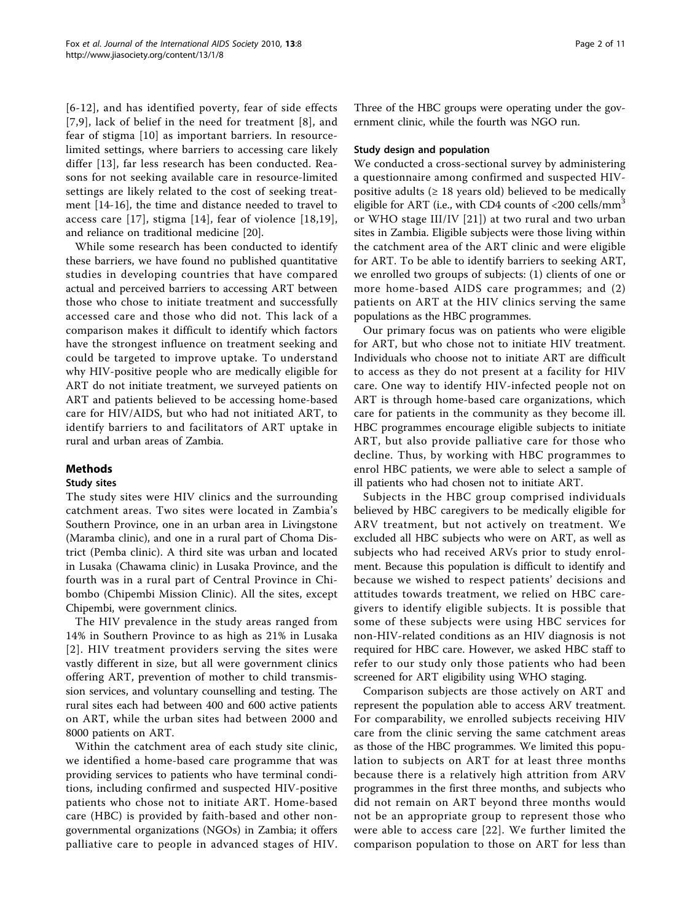[6-12], and has identified poverty, fear of side effects [7,9], lack of belief in the need for treatment [8], and fear of stigma [10] as important barriers. In resource-limited settings, where barriers to accessing care likely differ [13], far less research has been conducted. Reasons for not seeking available care in resource-limited settings are likely related to the cost of seeking treatment [14-16], the time and distance needed to travel to access care [17], stigma [14], fear of violence [18,19], and reliance on traditional medicine [20].

While some research has been conducted to identify these barriers, we have found no published quantitative studies in developing countries that have compared actual and perceived barriers to accessing ART between those who chose to initiate treatment and successfully accessed care and those who did not. This lack of a comparison makes it difficult to identify which factors have the strongest influence on treatment seeking and could be targeted to improve uptake. To understand why HIV-positive people who are medically eligible for ART do not initiate treatment, we surveyed patients on ART and patients believed to be accessing home-based care for HIV/AIDS, but who had not initiated ART, to identify barriers to and facilitators of ART uptake in rural and urban areas of Zambia.

## Methods

### Study sites

The study sites were HIV clinics and the surrounding catchment areas. Two sites were located in Zambia's Southern Province, one in an urban area in Livingstone (Maramba clinic), and one in a rural part of Choma District (Pemba clinic). A third site was urban and located in Lusaka (Chawama clinic) in Lusaka Province, and the fourth was in a rural part of Central Province in Chibombo (Chipembi Mission Clinic). All the sites, except Chipembi, were government clinics.

The HIV prevalence in the study areas ranged from 14% in Southern Province to as high as 21% in Lusaka [2]. HIV treatment providers serving the sites were vastly different in size, but all were government clinics offering ART, prevention of mother to child transmission services, and voluntary counselling and testing. The rural sites each had between 400 and 600 active patients on ART, while the urban sites had between 2000 and 8000 patients on ART.

Within the catchment area of each study site clinic, we identified a home-based care programme that was providing services to patients who have terminal conditions, including confirmed and suspected HIV-positive patients who chose not to initiate ART. Home-based care (HBC) is provided by faith-based and other non-governmental organizations (NGOs) in Zambia; it offers palliative care to people in advanced stages of HIV. Three of the HBC groups were operating under the government clinic, while the fourth was NGO run.

### Study design and population

We conducted a cross-sectional survey by administering a questionnaire among confirmed and suspected HIV-positive adults (≥ 18 years old) believed to be medically eligible for ART (i.e., with CD4 counts of <200 cells/mm$^3$ or WHO stage III/IV [21]) at two rural and two urban sites in Zambia. Eligible subjects were those living within the catchment area of the ART clinic and were eligible for ART. To be able to identify barriers to seeking ART, we enrolled two groups of subjects: (1) clients of one or more home-based AIDS care programmes; and (2) patients on ART at the HIV clinics serving the same populations as the HBC programmes.

Our primary focus was on patients who were eligible for ART, but who chose not to initiate HIV treatment. Individuals who choose not to initiate ART are difficult to access as they do not present at a facility for HIV care. One way to identify HIV-infected people not on ART is through home-based care organizations, which care for patients in the community as they become ill. HBC programmes encourage eligible subjects to initiate ART, but also provide palliative care for those who decline. Thus, by working with HBC programmes to enrol HBC patients, we were able to select a sample of ill patients who had chosen not to initiate ART.

Subjects in the HBC group comprised individuals believed by HBC caregivers to be medically eligible for ARV treatment, but not actively on treatment. We excluded all HBC subjects who were on ART, as well as subjects who had received ARVs prior to study enrolment. Because this population is difficult to identify and because we wished to respect patients' decisions and attitudes towards treatment, we relied on HBC caregivers to identify eligible subjects. It is possible that some of these subjects were using HBC services for non-HIV-related conditions as an HIV diagnosis is not required for HBC care. However, we asked HBC staff to refer to our study only those patients who had been screened for ART eligibility using WHO staging.

Comparison subjects are those actively on ART and represent the population able to access ARV treatment. For comparability, we enrolled subjects receiving HIV care from the clinic serving the same catchment areas as those of the HBC programmes. We limited this population to subjects on ART for at least three months because there is a relatively high attrition from ARV programmes in the first three months, and subjects who did not remain on ART beyond three months would not be an appropriate group to represent those who were able to access care [22]. We further limited the comparison population to those on ART for less than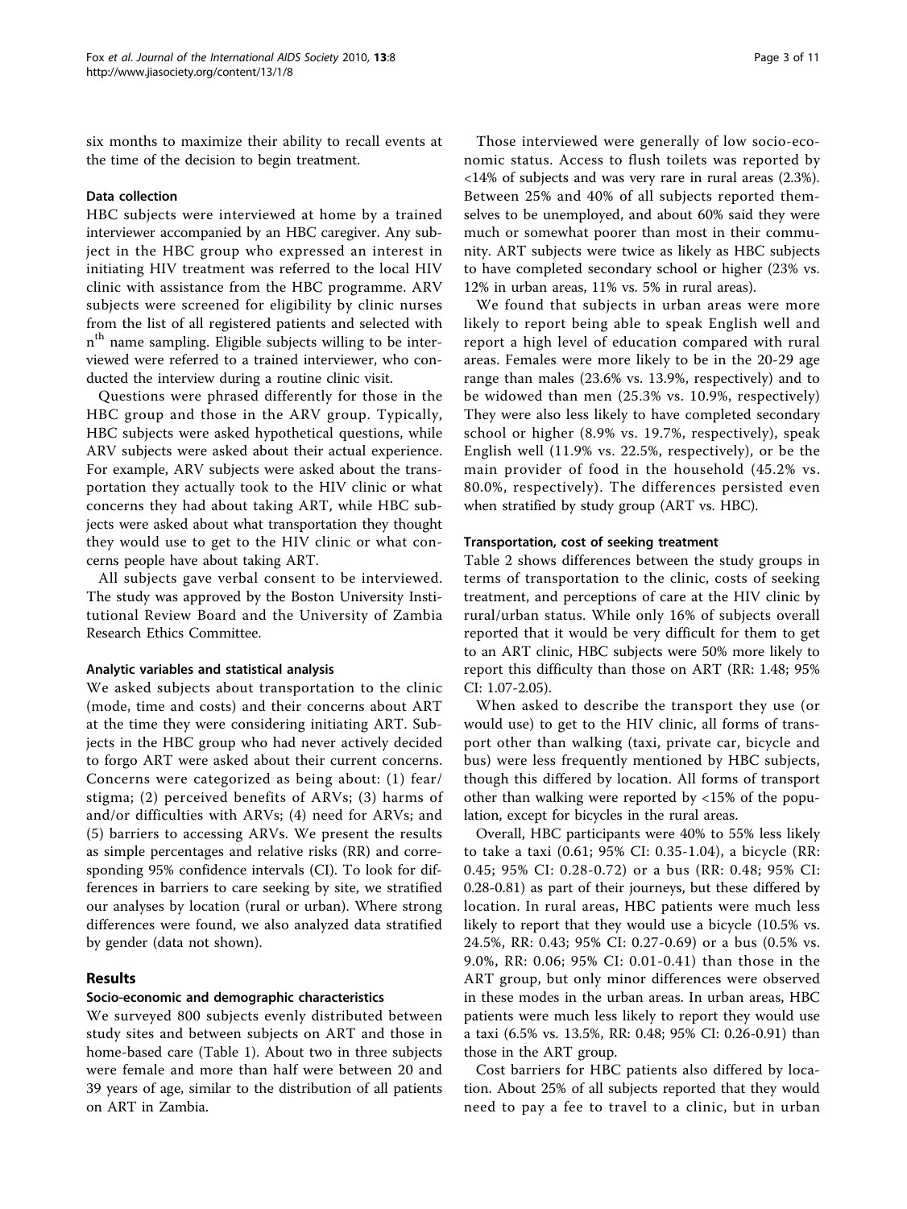six months to maximize their ability to recall events at the time of the decision to begin treatment.

### Data collection

HBC subjects were interviewed at home by a trained interviewer accompanied by an HBC caregiver. Any subject in the HBC group who expressed an interest in initiating HIV treatment was referred to the local HIV clinic with assistance from the HBC programme. ARV subjects were screened for eligibility by clinic nurses from the list of all registered patients and selected with $n^{th}$ name sampling. Eligible subjects willing to be interviewed were referred to a trained interviewer, who conducted the interview during a routine clinic visit.

Questions were phrased differently for those in the HBC group and those in the ARV group. Typically, HBC subjects were asked hypothetical questions, while ARV subjects were asked about their actual experience. For example, ARV subjects were asked about the transportation they actually took to the HIV clinic or what concerns they had about taking ART, while HBC subjects were asked about what transportation they thought they would use to get to the HIV clinic or what concerns people have about taking ART.

All subjects gave verbal consent to be interviewed. The study was approved by the Boston University Institutional Review Board and the University of Zambia Research Ethics Committee.

### Analytic variables and statistical analysis

We asked subjects about transportation to the clinic (mode, time and costs) and their concerns about ART at the time they were considering initiating ART. Subjects in the HBC group who had never actively decided to forgo ART were asked about their current concerns. Concerns were categorized as being about: (1) fear/stigma; (2) perceived benefits of ARVs; (3) harms of and/or difficulties with ARVs; (4) need for ARVs; and (5) barriers to accessing ARVs. We present the results as simple percentages and relative risks (RR) and corresponding 95% confidence intervals (CI). To look for differences in barriers to care seeking by site, we stratified our analyses by location (rural or urban). Where strong differences were found, we also analyzed data stratified by gender (data not shown).

## Results

### Socio-economic and demographic characteristics

We surveyed 800 subjects evenly distributed between study sites and between subjects on ART and those in home-based care (Table 1). About two in three subjects were female and more than half were between 20 and 39 years of age, similar to the distribution of all patients on ART in Zambia.

Those interviewed were generally of low socio-economic status. Access to flush toilets was reported by <14% of subjects and was very rare in rural areas (2.3%). Between 25% and 40% of all subjects reported themselves to be unemployed, and about 60% said they were much or somewhat poorer than most in their community. ART subjects were twice as likely as HBC subjects to have completed secondary school or higher (23% vs. 12% in urban areas, 11% vs. 5% in rural areas).

We found that subjects in urban areas were more likely to report being able to speak English well and report a high level of education compared with rural areas. Females were more likely to be in the 20-29 age range than males (23.6% vs. 13.9%, respectively) and to be widowed than men (25.3% vs. 10.9%, respectively) They were also less likely to have completed secondary school or higher (8.9% vs. 19.7%, respectively), speak English well (11.9% vs. 22.5%, respectively), or be the main provider of food in the household (45.2% vs. 80.0%, respectively). The differences persisted even when stratified by study group (ART vs. HBC).

### Transportation, cost of seeking treatment

Table 2 shows differences between the study groups in terms of transportation to the clinic, costs of seeking treatment, and perceptions of care at the HIV clinic by rural/urban status. While only 16% of subjects overall reported that it would be very difficult for them to get to an ART clinic, HBC subjects were 50% more likely to report this difficulty than those on ART (RR: 1.48; 95% CI: 1.07-2.05).

When asked to describe the transport they use (or would use) to get to the HIV clinic, all forms of transport other than walking (taxi, private car, bicycle and bus) were less frequently mentioned by HBC subjects, though this differed by location. All forms of transport other than walking were reported by <15% of the population, except for bicycles in the rural areas.

Overall, HBC participants were 40% to 55% less likely to take a taxi (0.61; 95% CI: 0.35-1.04), a bicycle (RR: 0.45; 95% CI: 0.28-0.72) or a bus (RR: 0.48; 95% CI: 0.28-0.81) as part of their journeys, but these differed by location. In rural areas, HBC patients were much less likely to report that they would use a bicycle (10.5% vs. 24.5%, RR: 0.43; 95% CI: 0.27-0.69) or a bus (0.5% vs. 9.0%, RR: 0.06; 95% CI: 0.01-0.41) than those in the ART group, but only minor differences were observed in these modes in the urban areas. In urban areas, HBC patients were much less likely to report they would use a taxi (6.5% vs. 13.5%, RR: 0.48; 95% CI: 0.26-0.91) than those in the ART group.

Cost barriers for HBC patients also differed by location. About 25% of all subjects reported that they would need to pay a fee to travel to a clinic, but in urban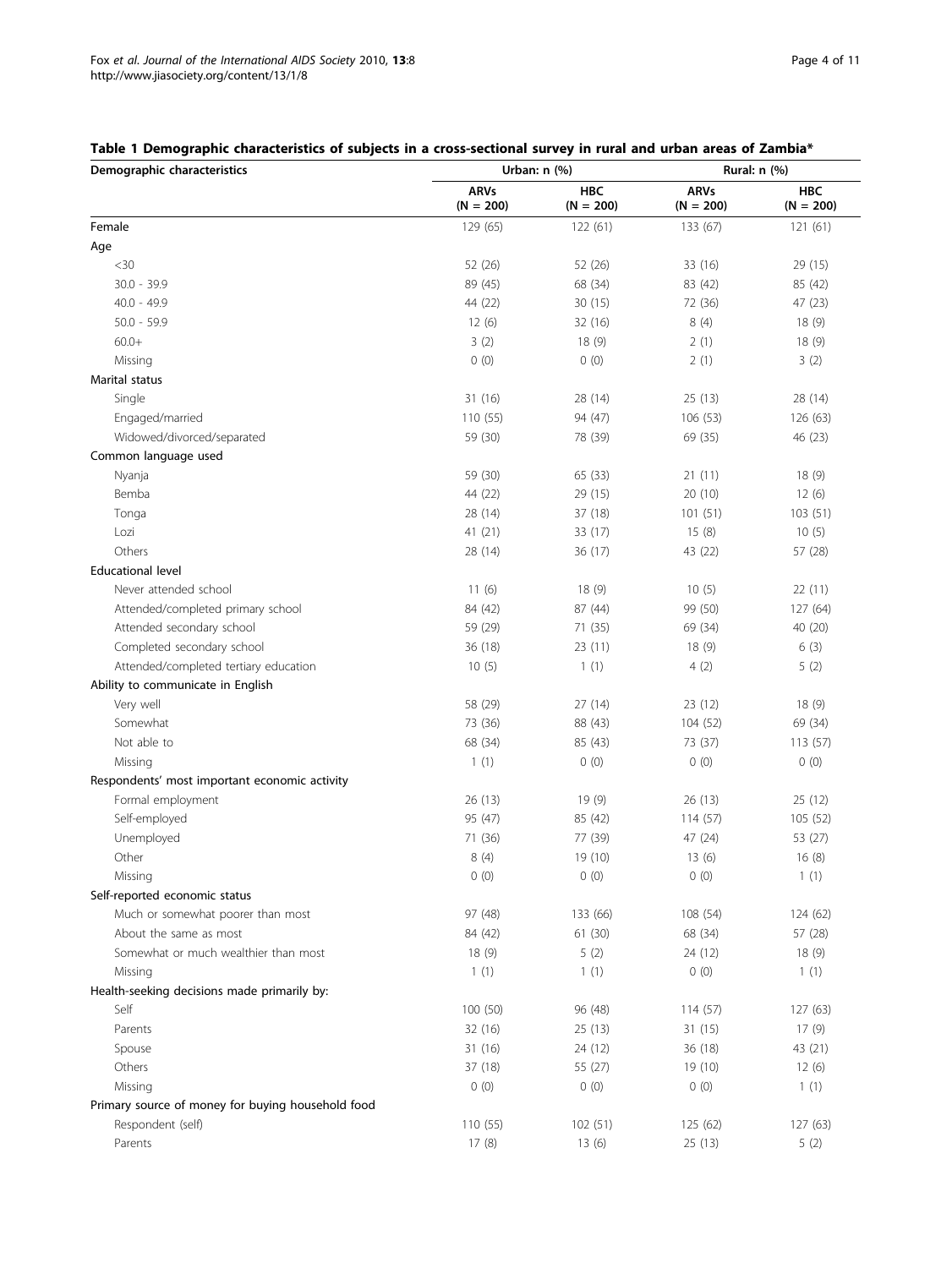**Table 1 Demographic characteristics of subjects in a cross-sectional survey in rural and urban areas of Zambia***

| Demographic characteristics | Urban: n (%) | | Rural: n (%) | |
|---|---|---|---|---|
| | ARVs (N = 200) | HBC (N = 200) | ARVs (N = 200) | HBC (N = 200) |
| Female | 129 (65) | 122 (61) | 133 (67) | 121 (61) |
| Age | | | | |
| <30 | 52 (26) | 52 (26) | 33 (16) | 29 (15) |
| 30.0 - 39.9 | 89 (45) | 68 (34) | 83 (42) | 85 (42) |
| 40.0 - 49.9 | 44 (22) | 30 (15) | 72 (36) | 47 (23) |
| 50.0 - 59.9 | 12 (6) | 32 (16) | 8 (4) | 18 (9) |
| 60.0+ | 3 (2) | 18 (9) | 2 (1) | 18 (9) |
| Missing | 0 (0) | 0 (0) | 2 (1) | 3 (2) |
| Marital status | | | | |
| Single | 31 (16) | 28 (14) | 25 (13) | 28 (14) |
| Engaged/married | 110 (55) | 94 (47) | 106 (53) | 126 (63) |
| Widowed/divorced/separated | 59 (30) | 78 (39) | 69 (35) | 46 (23) |
| Common language used | | | | |
| Nyanja | 59 (30) | 65 (33) | 21 (11) | 18 (9) |
| Bemba | 44 (22) | 29 (15) | 20 (10) | 12 (6) |
| Tonga | 28 (14) | 37 (18) | 101 (51) | 103 (51) |
| Lozi | 41 (21) | 33 (17) | 15 (8) | 10 (5) |
| Others | 28 (14) | 36 (17) | 43 (22) | 57 (28) |
| Educational level | | | | |
| Never attended school | 11 (6) | 18 (9) | 10 (5) | 22 (11) |
| Attended/completed primary school | 84 (42) | 87 (44) | 99 (50) | 127 (64) |
| Attended secondary school | 59 (29) | 71 (35) | 69 (34) | 40 (20) |
| Completed secondary school | 36 (18) | 23 (11) | 18 (9) | 6 (3) |
| Attended/completed tertiary education | 10 (5) | 1 (1) | 4 (2) | 5 (2) |
| Ability to communicate in English | | | | |
| Very well | 58 (29) | 27 (14) | 23 (12) | 18 (9) |
| Somewhat | 73 (36) | 88 (43) | 104 (52) | 69 (34) |
| Not able to | 68 (34) | 85 (43) | 73 (37) | 113 (57) |
| Missing | 1 (1) | 0 (0) | 0 (0) | 0 (0) |
| Respondents' most important economic activity | | | | |
| Formal employment | 26 (13) | 19 (9) | 26 (13) | 25 (12) |
| Self-employed | 95 (47) | 85 (42) | 114 (57) | 105 (52) |
| Unemployed | 71 (36) | 77 (39) | 47 (24) | 53 (27) |
| Other | 8 (4) | 19 (10) | 13 (6) | 16 (8) |
| Missing | 0 (0) | 0 (0) | 0 (0) | 1 (1) |
| Self-reported economic status | | | | |
| Much or somewhat poorer than most | 97 (48) | 133 (66) | 108 (54) | 124 (62) |
| About the same as most | 84 (42) | 61 (30) | 68 (34) | 57 (28) |
| Somewhat or much wealthier than most | 18 (9) | 5 (2) | 24 (12) | 18 (9) |
| Missing | 1 (1) | 1 (1) | 0 (0) | 1 (1) |
| Health-seeking decisions made primarily by: | | | | |
| Self | 100 (50) | 96 (48) | 114 (57) | 127 (63) |
| Parents | 32 (16) | 25 (13) | 31 (15) | 17 (9) |
| Spouse | 31 (16) | 24 (12) | 36 (18) | 43 (21) |
| Others | 37 (18) | 55 (27) | 19 (10) | 12 (6) |
| Missing | 0 (0) | 0 (0) | 0 (0) | 1 (1) |
| Primary source of money for buying household food | | | | |
| Respondent (self) | 110 (55) | 102 (51) | 125 (62) | 127 (63) |
| Parents | 17 (8) | 13 (6) | 25 (13) | 5 (2) |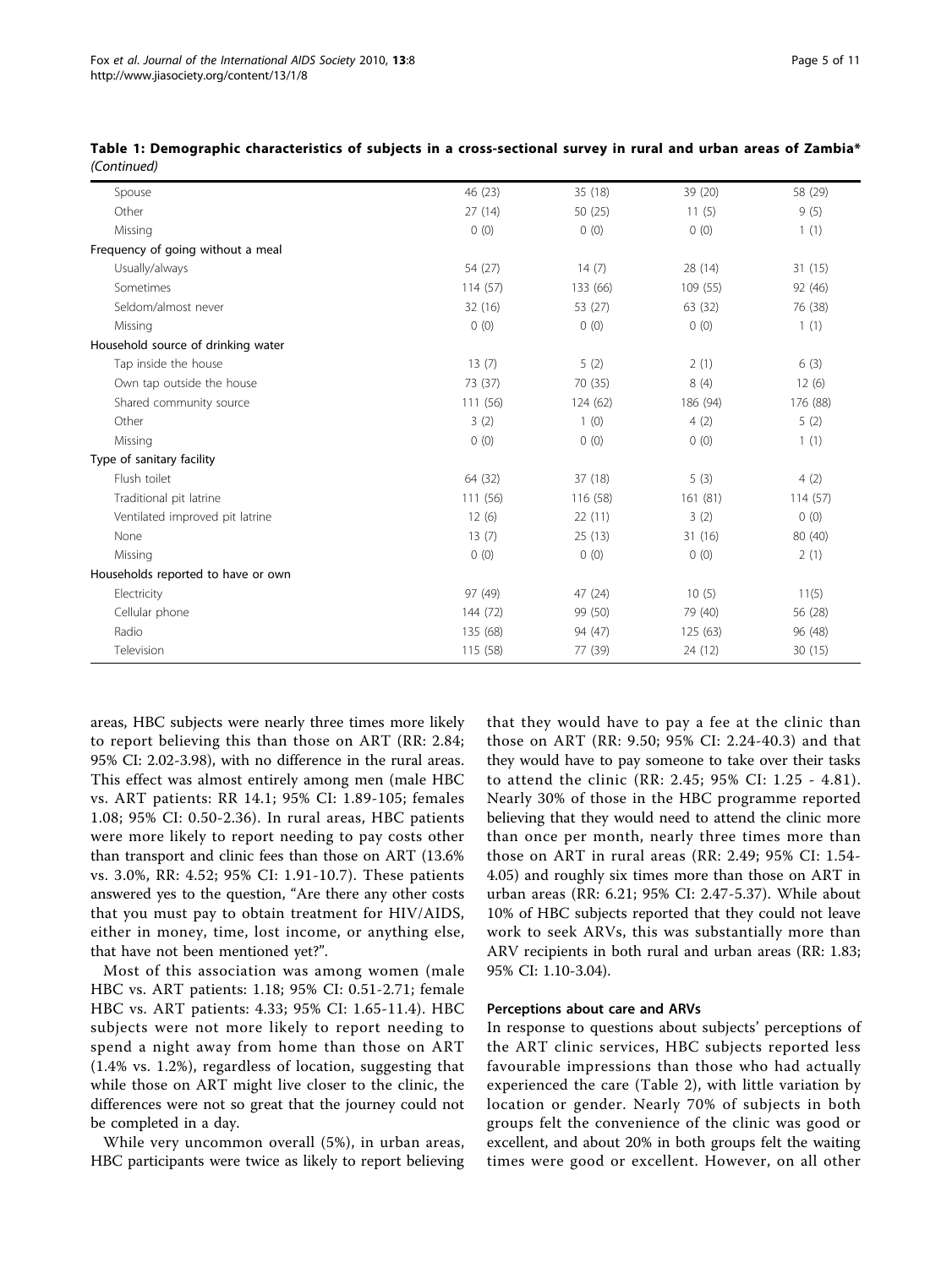**Table 1: Demographic characteristics of subjects in a cross-sectional survey in rural and urban areas of Zambia*** *(Continued)*

| | | | | |
|---|---|---|---|---|
| Spouse | 46 (23) | 35 (18) | 39 (20) | 58 (29) |
| Other | 27 (14) | 50 (25) | 11 (5) | 9 (5) |
| Missing | 0 (0) | 0 (0) | 0 (0) | 1 (1) |
| Frequency of going without a meal | | | | |
| Usually/always | 54 (27) | 14 (7) | 28 (14) | 31 (15) |
| Sometimes | 114 (57) | 133 (66) | 109 (55) | 92 (46) |
| Seldom/almost never | 32 (16) | 53 (27) | 63 (32) | 76 (38) |
| Missing | 0 (0) | 0 (0) | 0 (0) | 1 (1) |
| Household source of drinking water | | | | |
| Tap inside the house | 13 (7) | 5 (2) | 2 (1) | 6 (3) |
| Own tap outside the house | 73 (37) | 70 (35) | 8 (4) | 12 (6) |
| Shared community source | 111 (56) | 124 (62) | 186 (94) | 176 (88) |
| Other | 3 (2) | 1 (0) | 4 (2) | 5 (2) |
| Missing | 0 (0) | 0 (0) | 0 (0) | 1 (1) |
| Type of sanitary facility | | | | |
| Flush toilet | 64 (32) | 37 (18) | 5 (3) | 4 (2) |
| Traditional pit latrine | 111 (56) | 116 (58) | 161 (81) | 114 (57) |
| Ventilated improved pit latrine | 12 (6) | 22 (11) | 3 (2) | 0 (0) |
| None | 13 (7) | 25 (13) | 31 (16) | 80 (40) |
| Missing | 0 (0) | 0 (0) | 0 (0) | 2 (1) |
| Households reported to have or own | | | | |
| Electricity | 97 (49) | 47 (24) | 10 (5) | 11(5) |
| Cellular phone | 144 (72) | 99 (50) | 79 (40) | 56 (28) |
| Radio | 135 (68) | 94 (47) | 125 (63) | 96 (48) |
| Television | 115 (58) | 77 (39) | 24 (12) | 30 (15) |

areas, HBC subjects were nearly three times more likely to report believing this than those on ART (RR: 2.84; 95% CI: 2.02-3.98), with no difference in the rural areas. This effect was almost entirely among men (male HBC vs. ART patients: RR 14.1; 95% CI: 1.89-105; females 1.08; 95% CI: 0.50-2.36). In rural areas, HBC patients were more likely to report needing to pay costs other than transport and clinic fees than those on ART (13.6% vs. 3.0%, RR: 4.52; 95% CI: 1.91-10.7). These patients answered yes to the question, "Are there any other costs that you must pay to obtain treatment for HIV/AIDS, either in money, time, lost income, or anything else, that have not been mentioned yet?".

Most of this association was among women (male HBC vs. ART patients: 1.18; 95% CI: 0.51-2.71; female HBC vs. ART patients: 4.33; 95% CI: 1.65-11.4). HBC subjects were not more likely to report needing to spend a night away from home than those on ART (1.4% vs. 1.2%), regardless of location, suggesting that while those on ART might live closer to the clinic, the differences were not so great that the journey could not be completed in a day.

While very uncommon overall (5%), in urban areas, HBC participants were twice as likely to report believing that they would have to pay a fee at the clinic than those on ART (RR: 9.50; 95% CI: 2.24-40.3) and that they would have to pay someone to take over their tasks to attend the clinic (RR: 2.45; 95% CI: 1.25 - 4.81). Nearly 30% of those in the HBC programme reported believing that they would need to attend the clinic more than once per month, nearly three times more than those on ART in rural areas (RR: 2.49; 95% CI: 1.54-4.05) and roughly six times more than those on ART in urban areas (RR: 6.21; 95% CI: 2.47-5.37). While about 10% of HBC subjects reported that they could not leave work to seek ARVs, this was substantially more than ARV recipients in both rural and urban areas (RR: 1.83; 95% CI: 1.10-3.04).

### Perceptions about care and ARVs

In response to questions about subjects' perceptions of the ART clinic services, HBC subjects reported less favourable impressions than those who had actually experienced the care (Table 2), with little variation by location or gender. Nearly 70% of subjects in both groups felt the convenience of the clinic was good or excellent, and about 20% in both groups felt the waiting times were good or excellent. However, on all other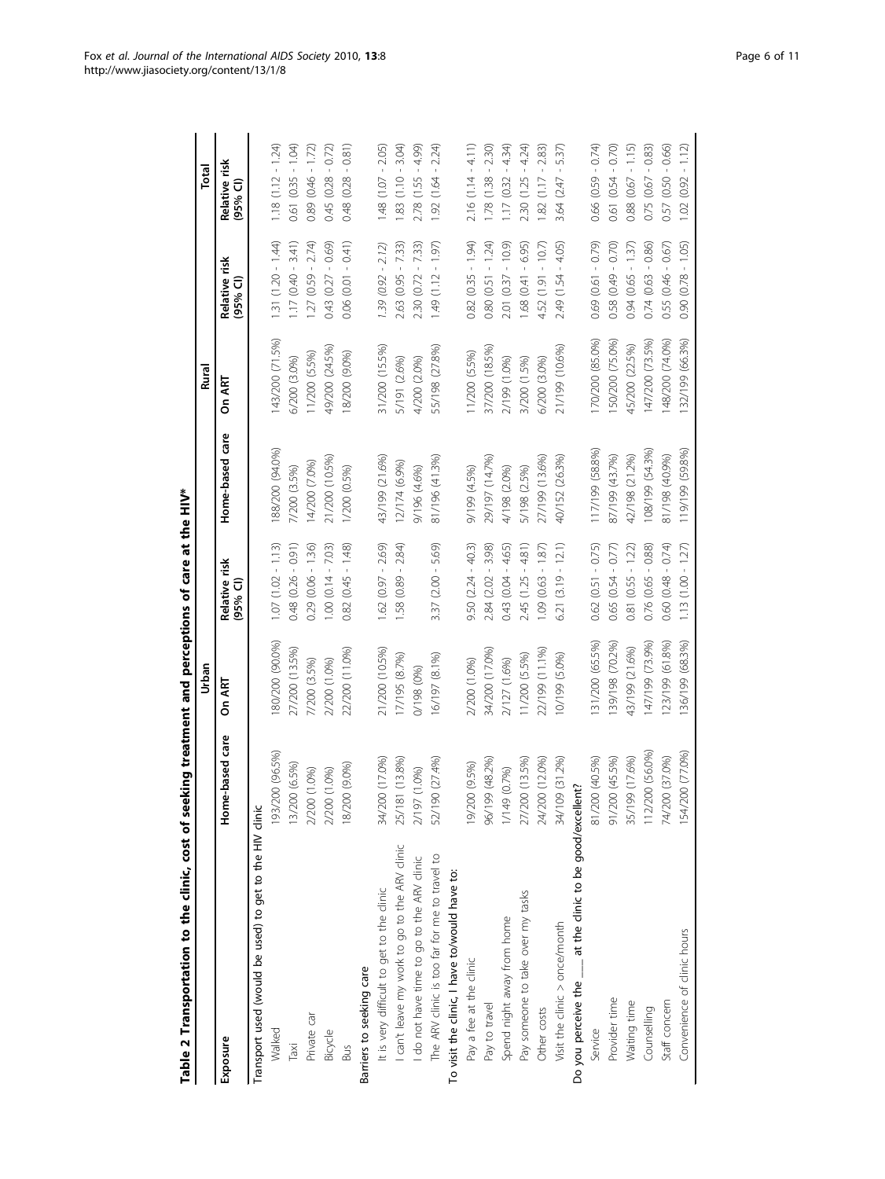**Table 2 Transportation to the clinic, cost of seeking treatment and perceptions of care at the HIV***

| Exposure | Urban | | | Rural | | | Total |
|---|---|---|---|---|---|---|---|
| | Home-based care | On ART | Relative risk (95% CI) | Home-based care | On ART | Relative risk (95% CI) | Relative risk (95% CI) |
| **Transport used (would be used) to get to the HIV clinic** | | | | | | | |
| Walked | 193/200 (96.5%) | 180/200 (90.0%) | 1.07 (1.02 - 1.13) | 188/200 (94.0%) | 143/200 (71.5%) | 1.31 (1.20 - 1.44) | 1.18 (1.12 - 1.24) |
| Taxi | 13/200 (6.5%) | 27/200 (13.5%) | 0.48 (0.26 - 0.91) | 7/200 (3.5%) | 6/200 (3.0%) | 1.17 (0.40 - 3.41) | 0.61 (0.35 - 1.04) |
| Private car | 2/200 (1.0%) | 7/200 (3.5%) | 0.29 (0.06 - 1.36) | 14/200 (7.0%) | 11/200 (5.5%) | 1.27 (0.59 - 2.74) | 0.89 (0.46 - 1.72) |
| Bicycle | 2/200 (1.0%) | 2/200 (1.0%) | 1.00 (0.14 - 7.03) | 21/200 (10.5%) | 49/200 (24.5%) | 0.43 (0.27 - 0.69) | 0.45 (0.28 - 0.72) |
| Bus | 18/200 (9.0%) | 22/200 (11.0%) | 0.82 (0.45 - 1.48) | 1/200 (0.5%) | 18/200 (9.0%) | 0.06 (0.01 - 0.41) | 0.48 (0.28 - 0.81) |
| **Barriers to seeking care** | | | | | | | |
| It is very difficult to get to the clinic | 34/200 (17.0%) | 21/200 (10.5%) | 1.62 (0.97 - 2.69) | 43/199 (21.6%) | 31/200 (15.5%) | 1.39 (0.92 - 2.12) | 1.48 (1.07 - 2.05) |
| I can't leave my work to go to the ARV clinic | 25/181 (13.8%) | 17/195 (8.7%) | 1.58 (0.89 - 2.84) | 12/174 (6.9%) | 5/191 (2.6%) | 2.63 (0.95 - 7.33) | 1.83 (1.10 - 3.04) |
| I do not have time to go to the ARV clinic | 2/197 (1.0%) | 0/198 (0%) | | 9/196 (4.6%) | 4/200 (2.0%) | 2.30 (0.72 - 7.33) | 2.78 (1.55 - 4.99) |
| The ARV clinic is too far for me to travel to | 52/190 (27.4%) | 16/197 (8.1%) | 3.37 (2.00 - 5.69) | 81/196 (41.3%) | 55/198 (27.8%) | 1.49 (1.12 - 1.97) | 1.92 (1.64 - 2.24) |
| **To visit the clinic, I have to/would have to:** | | | | | | | |
| Pay a fee at the clinic | 19/200 (9.5%) | 2/200 (1.0%) | 9.50 (2.24 - 40.3) | 9/199 (4.5%) | 11/200 (5.5%) | 0.82 (0.35 - 1.94) | 2.16 (1.14 - 4.11) |
| Pay to travel | 96/199 (48.2%) | 34/200 (17.0%) | 2.84 (2.02 - 3.98) | 29/197 (14.7%) | 37/200 (18.5%) | 0.80 (0.51 - 1.24) | 1.78 (1.38 - 2.30) |
| Spend night away from home | 1/149 (0.7%) | 2/127 (1.6%) | 0.43 (0.04 - 4.65) | 4/198 (2.0%) | 2/199 (1.0%) | 2.01 (0.37 - 10.9) | 1.17 (0.32 - 4.34) |
| Pay someone to take over my tasks | 27/200 (13.5%) | 11/200 (5.5%) | 2.45 (1.25 - 4.81) | 5/198 (2.5%) | 3/200 (1.5%) | 1.68 (0.41 - 6.95) | 2.30 (1.25 - 4.24) |
| Other costs | 24/200 (12.0%) | 22/199 (11.1%) | 1.09 (0.63 - 1.87) | 27/199 (13.6%) | 6/200 (3.0%) | 4.52 (1.91 - 10.7) | 1.82 (1.17 - 2.83) |
| Visit the clinic > once/month | 34/109 (31.2%) | 10/199 (5.0%) | 6.21 (3.19 - 12.1) | 40/152 (26.3%) | 21/199 (10.6%) | 2.49 (1.54 - 4.05) | 3.64 (2.47 - 5.37) |
| **Do you perceive the ___ at the clinic to be good/excellent?** | | | | | | | |
| Service | 81/200 (40.5%) | 131/200 (65.5%) | 0.62 (0.51 - 0.75) | 117/199 (58.8%) | 170/200 (85.0%) | 0.69 (0.61 - 0.79) | 0.66 (0.59 - 0.74) |
| Provider time | 91/200 (45.5%) | 139/198 (70.2%) | 0.65 (0.54 - 0.77) | 87/199 (43.7%) | 150/200 (75.0%) | 0.58 (0.49 - 0.70) | 0.61 (0.54 - 0.70) |
| Waiting time | 35/199 (17.6%) | 43/199 (21.6%) | 0.81 (0.55 - 1.22) | 42/198 (21.2%) | 45/200 (22.5%) | 0.94 (0.65 - 1.37) | 0.88 (0.67 - 1.15) |
| Counselling | 112/200 (56.0%) | 147/199 (73.9%) | 0.76 (0.65 - 0.88) | 108/199 (54.3%) | 147/200 (73.5%) | 0.74 (0.63 - 0.86) | 0.75 (0.67 - 0.83) |
| Staff concern | 74/200 (37.0%) | 123/199 (61.8%) | 0.60 (0.48 - 0.74) | 81/198 (40.9%) | 148/200 (74.0%) | 0.55 (0.46 - 0.67) | 0.57 (0.50 - 0.66) |
| Convenience of clinic hours | 154/200 (77.0%) | 136/199 (68.3%) | 1.13 (1.00 - 1.27) | 119/199 (59.8%) | 132/199 (66.3%) | 0.90 (0.78 - 1.05) | 1.02 (0.92 - 1.12) |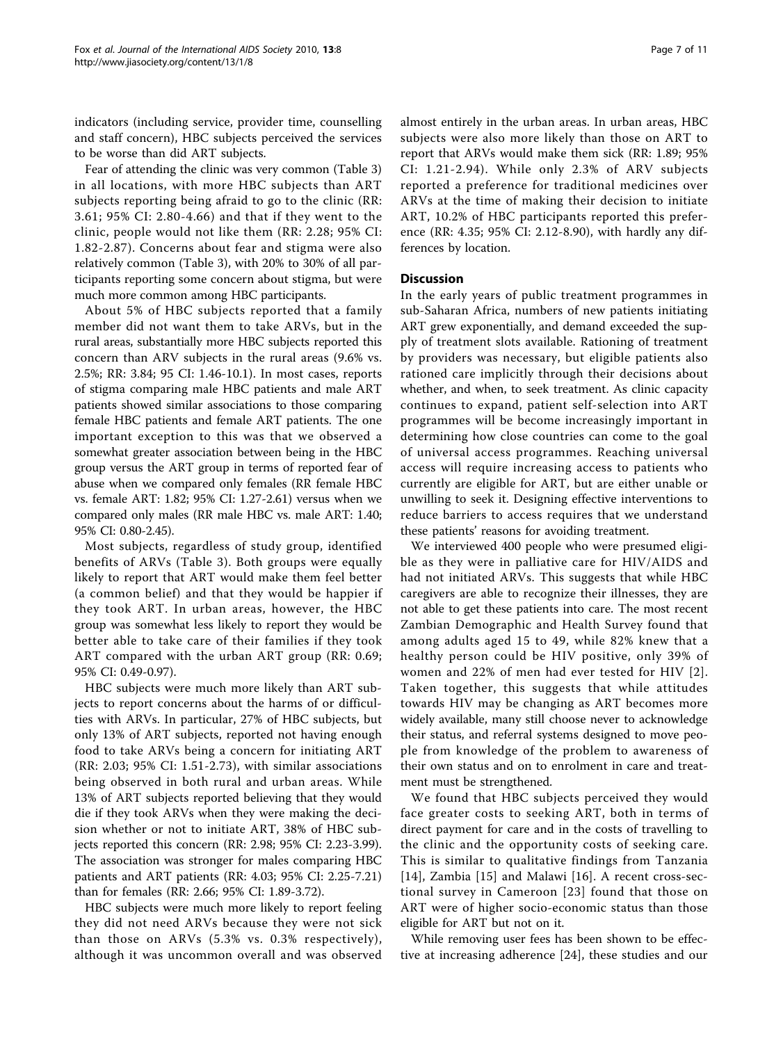indicators (including service, provider time, counselling and staff concern), HBC subjects perceived the services to be worse than did ART subjects.

Fear of attending the clinic was very common (Table 3) in all locations, with more HBC subjects than ART subjects reporting being afraid to go to the clinic (RR: 3.61; 95% CI: 2.80-4.66) and that if they went to the clinic, people would not like them (RR: 2.28; 95% CI: 1.82-2.87). Concerns about fear and stigma were also relatively common (Table 3), with 20% to 30% of all participants reporting some concern about stigma, but were much more common among HBC participants.

About 5% of HBC subjects reported that a family member did not want them to take ARVs, but in the rural areas, substantially more HBC subjects reported this concern than ARV subjects in the rural areas (9.6% vs. 2.5%; RR: 3.84; 95 CI: 1.46-10.1). In most cases, reports of stigma comparing male HBC patients and male ART patients showed similar associations to those comparing female HBC patients and female ART patients. The one important exception to this was that we observed a somewhat greater association between being in the HBC group versus the ART group in terms of reported fear of abuse when we compared only females (RR female HBC vs. female ART: 1.82; 95% CI: 1.27-2.61) versus when we compared only males (RR male HBC vs. male ART: 1.40; 95% CI: 0.80-2.45).

Most subjects, regardless of study group, identified benefits of ARVs (Table 3). Both groups were equally likely to report that ART would make them feel better (a common belief) and that they would be happier if they took ART. In urban areas, however, the HBC group was somewhat less likely to report they would be better able to take care of their families if they took ART compared with the urban ART group (RR: 0.69; 95% CI: 0.49-0.97).

HBC subjects were much more likely than ART subjects to report concerns about the harms of or difficulties with ARVs. In particular, 27% of HBC subjects, but only 13% of ART subjects, reported not having enough food to take ARVs being a concern for initiating ART (RR: 2.03; 95% CI: 1.51-2.73), with similar associations being observed in both rural and urban areas. While 13% of ART subjects reported believing that they would die if they took ARVs when they were making the decision whether or not to initiate ART, 38% of HBC subjects reported this concern (RR: 2.98; 95% CI: 2.23-3.99). The association was stronger for males comparing HBC patients and ART patients (RR: 4.03; 95% CI: 2.25-7.21) than for females (RR: 2.66; 95% CI: 1.89-3.72).

HBC subjects were much more likely to report feeling they did not need ARVs because they were not sick than those on ARVs (5.3% vs. 0.3% respectively), although it was uncommon overall and was observed almost entirely in the urban areas. In urban areas, HBC subjects were also more likely than those on ART to report that ARVs would make them sick (RR: 1.89; 95% CI: 1.21-2.94). While only 2.3% of ARV subjects reported a preference for traditional medicines over ARVs at the time of making their decision to initiate ART, 10.2% of HBC participants reported this preference (RR: 4.35; 95% CI: 2.12-8.90), with hardly any differences by location.

## Discussion

In the early years of public treatment programmes in sub-Saharan Africa, numbers of new patients initiating ART grew exponentially, and demand exceeded the supply of treatment slots available. Rationing of treatment by providers was necessary, but eligible patients also rationed care implicitly through their decisions about whether, and when, to seek treatment. As clinic capacity continues to expand, patient self-selection into ART programmes will be become increasingly important in determining how close countries can come to the goal of universal access programmes. Reaching universal access will require increasing access to patients who currently are eligible for ART, but are either unable or unwilling to seek it. Designing effective interventions to reduce barriers to access requires that we understand these patients' reasons for avoiding treatment.

We interviewed 400 people who were presumed eligible as they were in palliative care for HIV/AIDS and had not initiated ARVs. This suggests that while HBC caregivers are able to recognize their illnesses, they are not able to get these patients into care. The most recent Zambian Demographic and Health Survey found that among adults aged 15 to 49, while 82% knew that a healthy person could be HIV positive, only 39% of women and 22% of men had ever tested for HIV [2]. Taken together, this suggests that while attitudes towards HIV may be changing as ART becomes more widely available, many still choose never to acknowledge their status, and referral systems designed to move people from knowledge of the problem to awareness of their own status and on to enrolment in care and treatment must be strengthened.

We found that HBC subjects perceived they would face greater costs to seeking ART, both in terms of direct payment for care and in the costs of travelling to the clinic and the opportunity costs of seeking care. This is similar to qualitative findings from Tanzania [14], Zambia [15] and Malawi [16]. A recent cross-sectional survey in Cameroon [23] found that those on ART were of higher socio-economic status than those eligible for ART but not on it.

While removing user fees has been shown to be effective at increasing adherence [24], these studies and our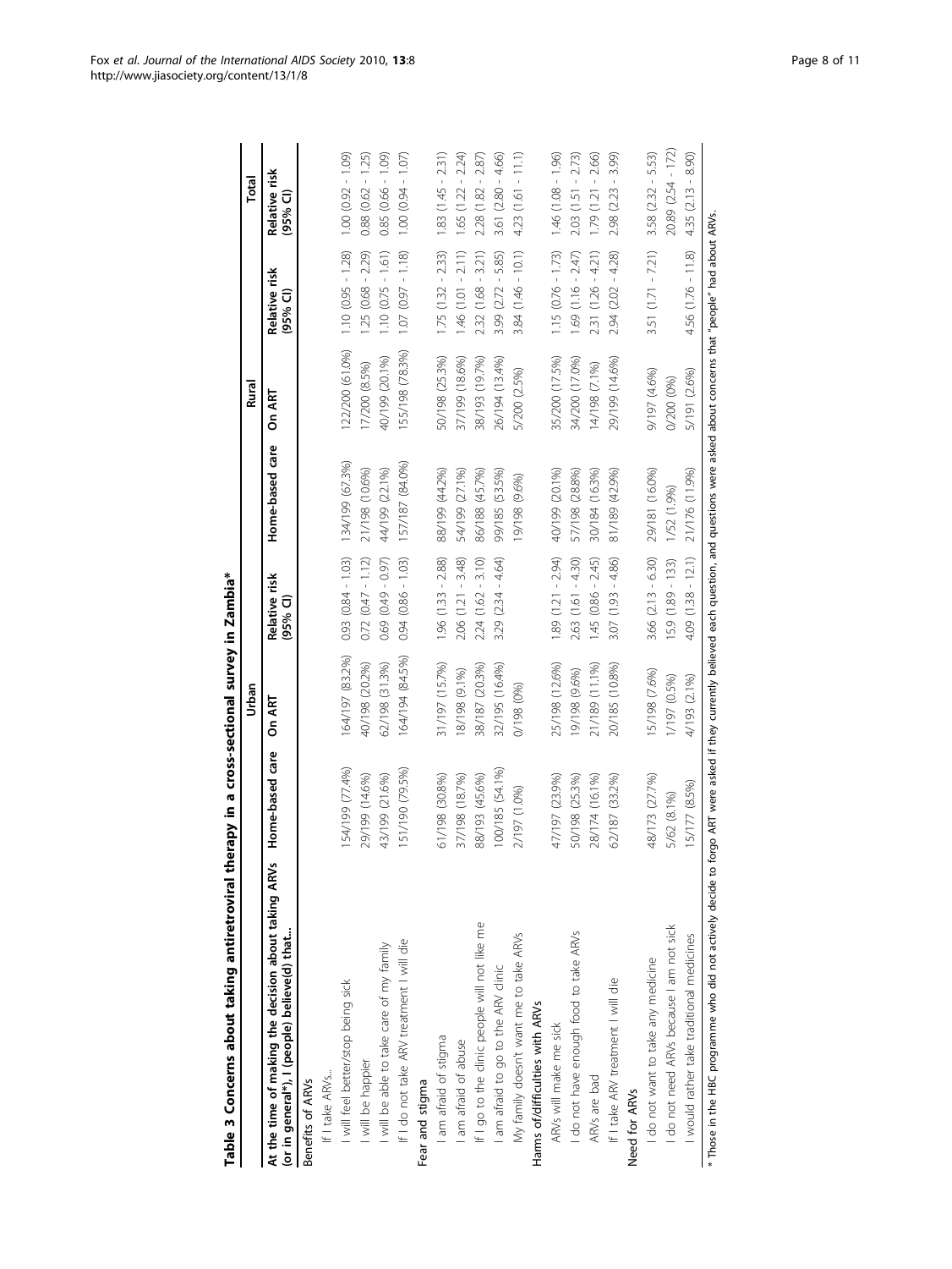**Table 3 Concerns about taking antiretroviral therapy in a cross-sectional survey in Zambia***

| At the time of making the decision about taking ARVs (or in general*), I (people) believe(d) that... | Urban | | | Rural | | | Total |
|---|---|---|---|---|---|---|---|
| | Home-based care | On ART | Relative risk (95% CI) | Home-based care | On ART | Relative risk (95% CI) | Relative risk (95% CI) |
| **Benefits of ARVs** | | | | | | | |
| If I take ARVs.. | | | | | | | |
| I will feel better/stop being sick | 154/199 (77.4%) | 164/197 (83.2%) | 0.93 (0.84 - 1.03) | 134/199 (67.3%) | 122/200 (61.0%) | 1.10 (0.95 - 1.28) | 1.00 (0.92 - 1.09) |
| I will be happier | 29/199 (14.6%) | 40/198 (20.2%) | 0.72 (0.47 - 1.12) | 21/198 (10.6%) | 17/200 (8.5%) | 1.25 (0.68 - 2.29) | 0.88 (0.62 - 1.25) |
| I will be able to take care of my family | 43/199 (21.6%) | 62/198 (31.3%) | 0.69 (0.49 - 0.97) | 44/199 (22.1%) | 40/199 (20.1%) | 1.10 (0.75 - 1.61) | 0.85 (0.66 - 1.09) |
| If I do not take ARV treatment I will die | 151/190 (79.5%) | 164/194 (84.5%) | 0.94 (0.86 - 1.03) | 157/187 (84.0%) | 155/198 (78.3%) | 1.07 (0.97 - 1.18) | 1.00 (0.94 - 1.07) |
| **Fear and stigma** | | | | | | | |
| I am afraid of stigma | 61/198 (30.8%) | 31/197 (15.7%) | 1.96 (1.33 - 2.88) | 88/199 (44.2%) | 50/198 (25.3%) | 1.75 (1.32 - 2.33) | 1.83 (1.45 - 2.31) |
| I am afraid of abuse | 37/198 (18.7%) | 18/198 (9.1%) | 2.06 (1.21 - 3.48) | 54/199 (27.1%) | 37/199 (18.6%) | 1.46 (1.01 - 2.11) | 1.65 (1.22 - 2.24) |
| If I go to the clinic people will not like me | 88/193 (45.6%) | 38/187 (20.3%) | 2.24 (1.62 - 3.10) | 86/188 (45.7%) | 38/193 (19.7%) | 2.32 (1.68 - 3.21) | 2.28 (1.82 - 2.87) |
| I am afraid to go to the ARV clinic | 100/185 (54.1%) | 32/195 (16.4%) | 3.29 (2.34 - 4.64) | 99/185 (53.5%) | 26/194 (13.4%) | 3.99 (2.72 - 5.85) | 3.61 (2.80 - 4.66) |
| My family doesn't want me to take ARVs | 2/197 (1.0%) | 0/198 (0%) | | 19/198 (9.6%) | 5/200 (2.5%) | 3.84 (1.46 - 10.1) | 4.23 (1.61 - 11.1) |
| **Harms of/difficulties with ARVs** | | | | | | | |
| ARVs will make me sick | 47/197 (23.9%) | 25/198 (12.6%) | 1.89 (1.21 - 2.94) | 40/199 (20.1%) | 35/200 (17.5%) | 1.15 (0.76 - 1.73) | 1.46 (1.08 - 1.96) |
| I do not have enough food to take ARVs | 50/198 (25.3%) | 19/198 (9.6%) | 2.63 (1.61 - 4.30) | 57/198 (28.8%) | 34/200 (17.0%) | 1.69 (1.16 - 2.47) | 2.03 (1.51 - 2.73) |
| ARVs are bad | 28/174 (16.1%) | 21/189 (11.1%) | 1.45 (0.86 - 2.45) | 30/184 (16.3%) | 14/198 (7.1%) | 2.31 (1.26 - 4.21) | 1.79 (1.21 - 2.66) |
| If I take ARV treatment I will die | 62/187 (33.2%) | 20/185 (10.8%) | 3.07 (1.93 - 4.86) | 81/189 (42.9%) | 29/199 (14.6%) | 2.94 (2.02 - 4.28) | 2.98 (2.23 - 3.99) |
| **Need for ARVs** | | | | | | | |
| I do not want to take any medicine | 48/173 (27.7%) | 15/198 (7.6%) | 3.66 (2.13 - 6.30) | 29/181 (16.0%) | 9/197 (4.6%) | 3.51 (1.71 - 7.21) | 3.58 (2.32 - 5.53) |
| I do not need ARVs because I am not sick | 5/62 (8.1%) | 1/197 (0.5%) | 15.9 (1.89 - 133) | 1/52 (1.9%) | 0/200 (0%) | | 20.89 (2.54 - 172) |
| I would rather take traditional medicines | 15/177 (8.5%) | 4/193 (2.1%) | 4.09 (1.38 - 12.1) | 21/176 (11.9%) | 5/191 (2.6%) | 4.56 (1.76 - 11.8) | 4.35 (2.13 - 8.90) |

* Those in the HBC programme who did not actively decide to forgo ART were asked if they currently believed each question, and questions were asked about concerns that "people" had about ARVs.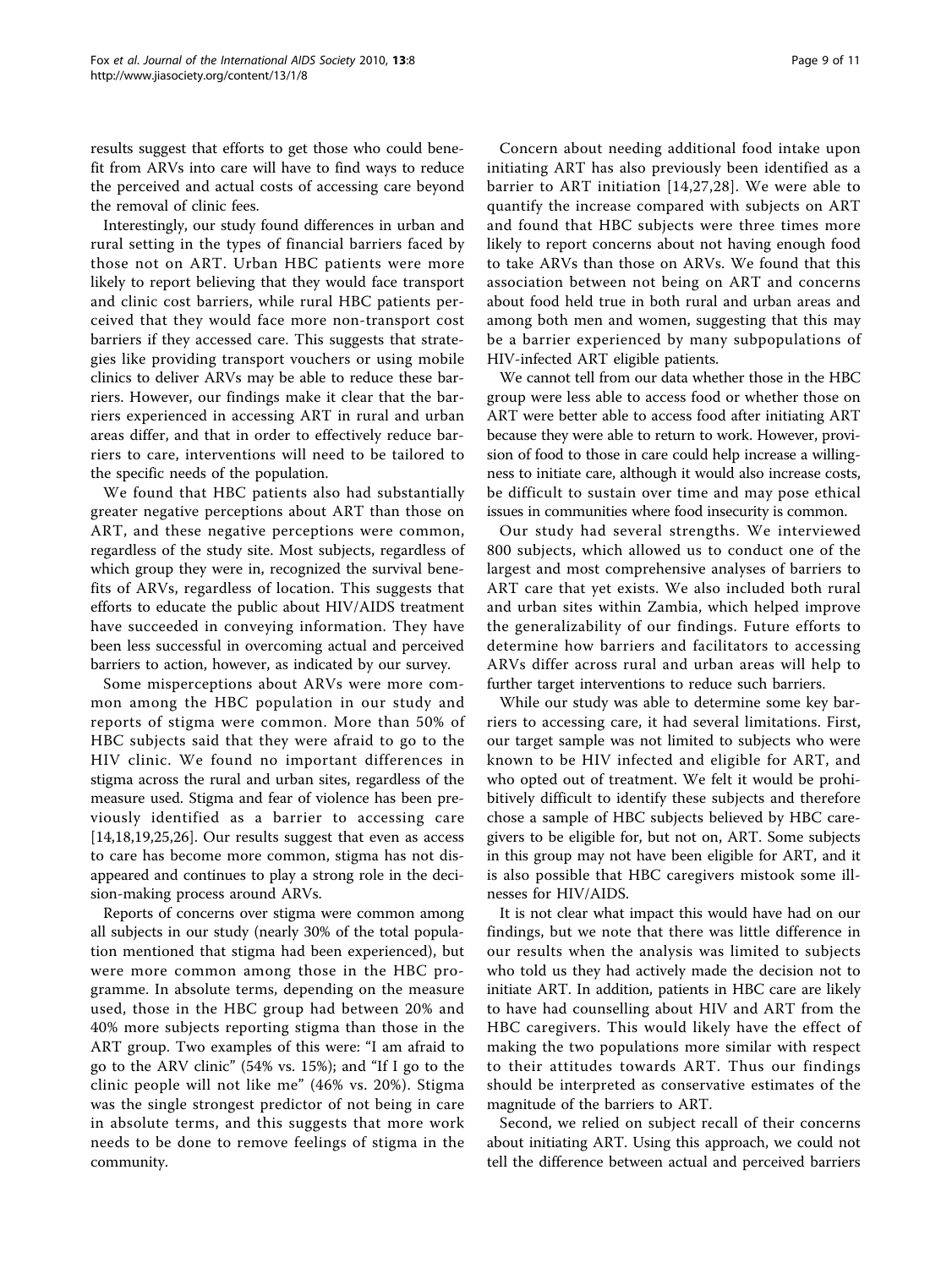results suggest that efforts to get those who could benefit from ARVs into care will have to find ways to reduce the perceived and actual costs of accessing care beyond the removal of clinic fees.

Interestingly, our study found differences in urban and rural setting in the types of financial barriers faced by those not on ART. Urban HBC patients were more likely to report believing that they would face transport and clinic cost barriers, while rural HBC patients perceived that they would face more non-transport cost barriers if they accessed care. This suggests that strategies like providing transport vouchers or using mobile clinics to deliver ARVs may be able to reduce these barriers. However, our findings make it clear that the barriers experienced in accessing ART in rural and urban areas differ, and that in order to effectively reduce barriers to care, interventions will need to be tailored to the specific needs of the population.

We found that HBC patients also had substantially greater negative perceptions about ART than those on ART, and these negative perceptions were common, regardless of the study site. Most subjects, regardless of which group they were in, recognized the survival benefits of ARVs, regardless of location. This suggests that efforts to educate the public about HIV/AIDS treatment have succeeded in conveying information. They have been less successful in overcoming actual and perceived barriers to action, however, as indicated by our survey.

Some misperceptions about ARVs were more common among the HBC population in our study and reports of stigma were common. More than 50% of HBC subjects said that they were afraid to go to the HIV clinic. We found no important differences in stigma across the rural and urban sites, regardless of the measure used. Stigma and fear of violence has been previously identified as a barrier to accessing care [14,18,19,25,26]. Our results suggest that even as access to care has become more common, stigma has not disappeared and continues to play a strong role in the decision-making process around ARVs.

Reports of concerns over stigma were common among all subjects in our study (nearly 30% of the total population mentioned that stigma had been experienced), but were more common among those in the HBC programme. In absolute terms, depending on the measure used, those in the HBC group had between 20% and 40% more subjects reporting stigma than those in the ART group. Two examples of this were: "I am afraid to go to the ARV clinic" (54% vs. 15%); and "If I go to the clinic people will not like me" (46% vs. 20%). Stigma was the single strongest predictor of not being in care in absolute terms, and this suggests that more work needs to be done to remove feelings of stigma in the community.

Concern about needing additional food intake upon initiating ART has also previously been identified as a barrier to ART initiation [14,27,28]. We were able to quantify the increase compared with subjects on ART and found that HBC subjects were three times more likely to report concerns about not having enough food to take ARVs than those on ARVs. We found that this association between not being on ART and concerns about food held true in both rural and urban areas and among both men and women, suggesting that this may be a barrier experienced by many subpopulations of HIV-infected ART eligible patients.

We cannot tell from our data whether those in the HBC group were less able to access food or whether those on ART were better able to access food after initiating ART because they were able to return to work. However, provision of food to those in care could help increase a willingness to initiate care, although it would also increase costs, be difficult to sustain over time and may pose ethical issues in communities where food insecurity is common.

Our study had several strengths. We interviewed 800 subjects, which allowed us to conduct one of the largest and most comprehensive analyses of barriers to ART care that yet exists. We also included both rural and urban sites within Zambia, which helped improve the generalizability of our findings. Future efforts to determine how barriers and facilitators to accessing ARVs differ across rural and urban areas will help to further target interventions to reduce such barriers.

While our study was able to determine some key barriers to accessing care, it had several limitations. First, our target sample was not limited to subjects who were known to be HIV infected and eligible for ART, and who opted out of treatment. We felt it would be prohibitively difficult to identify these subjects and therefore chose a sample of HBC subjects believed by HBC caregivers to be eligible for, but not on, ART. Some subjects in this group may not have been eligible for ART, and it is also possible that HBC caregivers mistook some illnesses for HIV/AIDS.

It is not clear what impact this would have had on our findings, but we note that there was little difference in our results when the analysis was limited to subjects who told us they had actively made the decision not to initiate ART. In addition, patients in HBC care are likely to have had counselling about HIV and ART from the HBC caregivers. This would likely have the effect of making the two populations more similar with respect to their attitudes towards ART. Thus our findings should be interpreted as conservative estimates of the magnitude of the barriers to ART.

Second, we relied on subject recall of their concerns about initiating ART. Using this approach, we could not tell the difference between actual and perceived barriers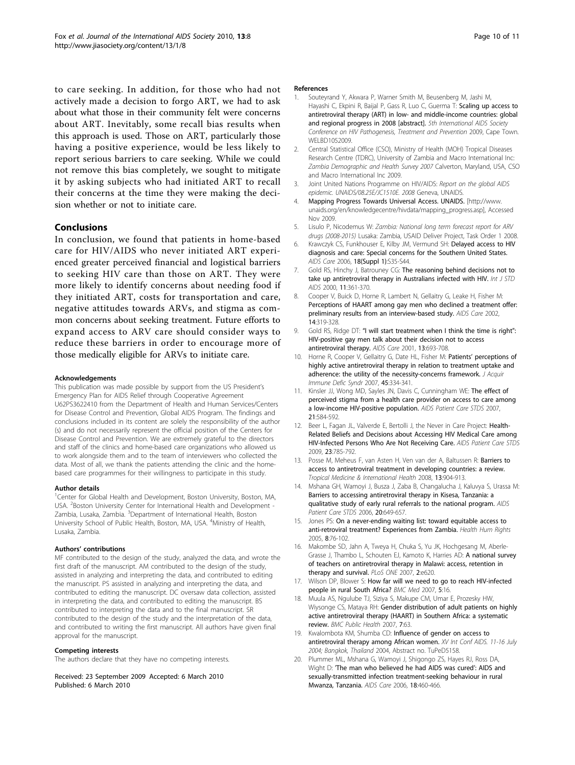to care seeking. In addition, for those who had not actively made a decision to forgo ART, we had to ask about what those in their community felt were concerns about ART. Inevitably, some recall bias results when this approach is used. Those on ART, particularly those having a positive experience, would be less likely to report serious barriers to care seeking. While we could not remove this bias completely, we sought to mitigate it by asking subjects who had initiated ART to recall their concerns at the time they were making the decision whether or not to initiate care.

## Conclusions

In conclusion, we found that patients in home-based care for HIV/AIDS who never initiated ART experienced greater perceived financial and logistical barriers to seeking HIV care than those on ART. They were more likely to identify concerns about needing food if they initiated ART, costs for transportation and care, negative attitudes towards ARVs, and stigma as common concerns about seeking treatment. Future efforts to expand access to ARV care should consider ways to reduce these barriers in order to encourage more of those medically eligible for ARVs to initiate care.

#### Acknowledgements

This publication was made possible by support from the US President's Emergency Plan for AIDS Relief through Cooperative Agreement U62PS3622410 from the Department of Health and Human Services/Centers for Disease Control and Prevention, Global AIDS Program. The findings and conclusions included in its content are solely the responsibility of the author (s) and do not necessarily represent the official position of the Centers for Disease Control and Prevention. We are extremely grateful to the directors and staff of the clinics and home-based care organizations who allowed us to work alongside them and to the team of interviewers who collected the data. Most of all, we thank the patients attending the clinic and the home-based care programmes for their willingness to participate in this study.

#### Author details

[1]Center for Global Health and Development, Boston University, Boston, MA, USA. [2]Boston University Center for International Health and Development - Zambia, Lusaka, Zambia. [3]Department of International Health, Boston University School of Public Health, Boston, MA, USA. [4]Ministry of Health, Lusaka, Zambia.

#### Authors' contributions

MF contributed to the design of the study, analyzed the data, and wrote the first draft of the manuscript. AM contributed to the design of the study, assisted in analyzing and interpreting the data, and contributed to editing the manuscript. PS assisted in analyzing and interpreting the data, and contributed to editing the manuscript. DC oversaw data collection, assisted in interpreting the data, and contributed to editing the manuscript. BS contributed to interpreting the data and to the final manuscript. SR contributed to the design of the study and the interpretation of the data, and contributed to writing the first manuscript. All authors have given final approval for the manuscript.

#### Competing interests

The authors declare that they have no competing interests.

Received: 23 September 2009 Accepted: 6 March 2010
Published: 6 March 2010

#### References

1. Souteyrand Y, Akwara P, Warner Smith M, Beusenberg M, Jashi M, Hayashi C, Ekpini R, Baijal P, Gass R, Luo C, Guerma T: **Scaling up access to antiretroviral therapy (ART) in low- and middle-income countries: global and regional progress in 2008 [abstract].** *5th International AIDS Society Conference on HIV Pathogenesis, Treatment and Prevention* 2009, Cape Town. WELBD1052009.
2. Central Statistical Office (CSO), Ministry of Health (MOH) Tropical Diseases Research Centre (TDRC), University of Zambia and Macro International Inc: *Zambia Demographic and Health Survey 2007* Calverton, Maryland, USA, CSO and Macro International Inc 2009.
3. Joint United Nations Programme on HIV/AIDS: *Report on the global AIDS epidemic. UNAIDS/08.25E/JC1510E. 2008* Geneva, UNAIDS.
4. **Mapping Progress Towards Universal Access. UNAIDS.** [http://www.unaids.org/en/knowledgecentre/hivdata/mapping_progress.asp], Accessed Nov 2009.
5. Lisulo P, Nicodemus W: *Zambia: National long term forecast report for ARV drugs (2008-2015)* Lusaka: Zambia, USAID Deliver Project, Task Order 1 2008.
6. Krawczyk CS, Funkhouser E, Kilby JM, Vermund SH: **Delayed access to HIV diagnosis and care: Special concerns for the Southern United States.** *AIDS Care* 2006, **18(Suppl 1)**:S35-S44.
7. Gold RS, Hinchy J, Batrouney CG: **The reasoning behind decisions not to take up antiretroviral therapy in Australians infected with HIV.** *Int J STD AIDS* 2000, **11**:361-370.
8. Cooper V, Buick D, Horne R, Lambert N, Gellaitry G, Leake H, Fisher M: **Perceptions of HAART among gay men who declined a treatment offer: preliminary results from an interview-based study.** *AIDS Care* 2002, **14**:319-328.
9. Gold RS, Ridge DT: **"I will start treatment when I think the time is right": HIV-positive gay men talk about their decision not to access antiretroviral therapy.** *AIDS Care* 2001, **13**:693-708.
10. Horne R, Cooper V, Gellaitry G, Date HL, Fisher M: **Patients' perceptions of highly active antiretroviral therapy in relation to treatment uptake and adherence: the utility of the necessity-concerns framework.** *J Acquir Immune Defic Syndr* 2007, **45**:334-341.
11. Kinsler JJ, Wong MD, Sayles JN, Davis C, Cunningham WE: **The effect of perceived stigma from a health care provider on access to care among a low-income HIV-positive population.** *AIDS Patient Care STDS* 2007, **21**:584-592.
12. Beer L, Fagan JL, Valverde E, Bertolli J, the Never in Care Project: **Health-Related Beliefs and Decisions about Accessing HIV Medical Care among HIV-Infected Persons Who Are Not Receiving Care.** *AIDS Patient Care STDS* 2009, **23**:785-792.
13. Posse M, Meheus F, van Asten H, Ven van der A, Baltussen R: **Barriers to access to antiretroviral treatment in developing countries: a review.** *Tropical Medicine & International Health* 2008, **13**:904-913.
14. Mshana GH, Wamoyi J, Busza J, Zaba B, Changalucha J, Kaluvya S, Urassa M: **Barriers to accessing antiretroviral therapy in Kisesa, Tanzania: a qualitative study of early rural referrals to the national program.** *AIDS Patient Care STDS* 2006, **20**:649-657.
15. Jones PS: **On a never-ending waiting list: toward equitable access to anti-retroviral treatment? Experiences from Zambia.** *Health Hum Rights* 2005, **8**:76-102.
16. Makombe SD, Jahn A, Tweya H, Chuka S, Yu JK, Hochgesang M, Aberle-Grasse J, Thambo L, Schouten EJ, Kamoto K, Harries AD: **A national survey of teachers on antiretroviral therapy in Malawi: access, retention in therapy and survival.** *PLoS ONE* 2007, **2**:e620.
17. Wilson DP, Blower S: **How far will we need to go to reach HIV-infected people in rural South Africa?** *BMC Med* 2007, **5**:16.
18. Muula AS, Ngulube TJ, Siziya S, Makupe CM, Umar E, Prozesky HW, Wiysonge CS, Mataya RH: **Gender distribution of adult patients on highly active antiretroviral therapy (HAART) in Southern Africa: a systematic review.** *BMC Public Health* 2007, **7**:63.
19. Kwalombota KM, Shumba CD: **Influence of gender on access to antiretroviral therapy among African women.** *XV Int Conf AIDS. 11-16 July 2004; Bangkok, Thailand* 2004, Abstract no. TuPeD5158.
20. Plummer ML, Mshana G, Wamoyi J, Shigongo ZS, Hayes RJ, Ross DA, Wight D: **'The man who believed he had AIDS was cured': AIDS and sexually-transmitted infection treatment-seeking behaviour in rural Mwanza, Tanzania.** *AIDS Care* 2006, **18**:460-466.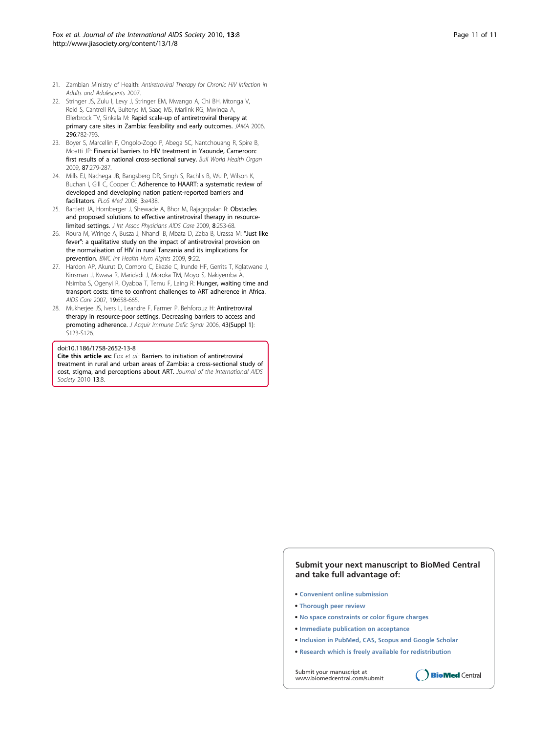21. Zambian Ministry of Health: *Antiretroviral Therapy for Chronic HIV Infection in Adults and Adolescents* 2007.
22. Stringer JS, Zulu I, Levy J, Stringer EM, Mwango A, Chi BH, Mtonga V, Reid S, Cantrell RA, Bulterys M, Saag MS, Marlink RG, Mwinga A, Ellerbrock TV, Sinkala M: **Rapid scale-up of antiretroviral therapy at primary care sites in Zambia: feasibility and early outcomes.** *JAMA* 2006, **296**:782-793.
23. Boyer S, Marcellin F, Ongolo-Zogo P, Abega SC, Nantchouang R, Spire B, Moatti JP: **Financial barriers to HIV treatment in Yaounde, Cameroon: first results of a national cross-sectional survey.** *Bull World Health Organ* 2009, **87**:279-287.
24. Mills EJ, Nachega JB, Bangsberg DR, Singh S, Rachlis B, Wu P, Wilson K, Buchan I, Gill C, Cooper C: **Adherence to HAART: a systematic review of developed and developing nation patient-reported barriers and facilitators.** *PLoS Med* 2006, **3**:e438.
25. Bartlett JA, Hornberger J, Shewade A, Bhor M, Rajagopalan R: **Obstacles and proposed solutions to effective antiretroviral therapy in resource-limited settings.** *J Int Assoc Physicians AIDS Care* 2009, **8**:253-68.
26. Roura M, Wringe A, Busza J, Nhandi B, Mbata D, Zaba B, Urassa M: **"Just like fever": a qualitative study on the impact of antiretroviral provision on the normalisation of HIV in rural Tanzania and its implications for prevention.** *BMC Int Health Hum Rights* 2009, **9**:22.
27. Hardon AP, Akurut D, Comoro C, Ekezie C, Irunde HF, Gerrits T, Kglatwane J, Kinsman J, Kwasa R, Maridadi J, Moroka TM, Moyo S, Nakiyemba A, Nsimba S, Ogenyi R, Oyabba T, Temu F, Laing R: **Hunger, waiting time and transport costs: time to confront challenges to ART adherence in Africa.** *AIDS Care* 2007, **19**:658-665.
28. Mukherjee JS, Ivers L, Leandre F, Farmer P, Behforouz H: **Antiretroviral therapy in resource-poor settings. Decreasing barriers to access and promoting adherence.** *J Acquir Immune Defic Syndr* 2006, **43(Suppl 1)**: S123-S126.

doi:10.1186/1758-2652-13-8

**Cite this article as:** Fox *et al.*: Barriers to initiation of antiretroviral treatment in rural and urban areas of Zambia: a cross-sectional study of cost, stigma, and perceptions about ART. *Journal of the International AIDS Society* 2010 **13**:8.

**Submit your next manuscript to BioMed Central and take full advantage of:**

- Convenient online submission
- Thorough peer review
- No space constraints or color figure charges
- Immediate publication on acceptance
- Inclusion in PubMed, CAS, Scopus and Google Scholar
- Research which is freely available for redistribution

Submit your manuscript at
www.biomedcentral.com/submit

BioMed Central